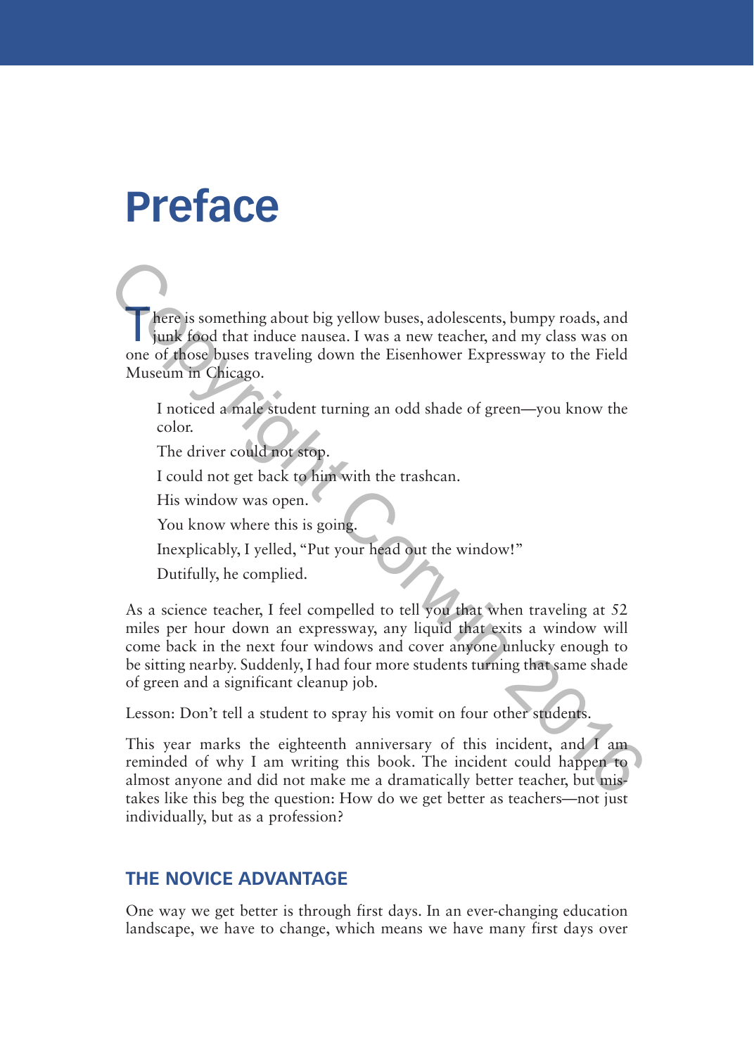# Preface

There is something about big yellow buses, adolescents, bumpy roads, and junk food that induce nausea. I was a new teacher, and my class was on one of those buses traveling down the Eisenhower Expressway to the Field Museum in Chicago.

> I noticed a male student turning an odd shade of green—you know the color.
>
> The driver could not stop.
>
> I could not get back to him with the trashcan.
>
> His window was open.
>
> You know where this is going.
>
> Inexplicably, I yelled, "Put your head out the window!"
>
> Dutifully, he complied.

As a science teacher, I feel compelled to tell you that when traveling at 52 miles per hour down an expressway, any liquid that exits a window will come back in the next four windows and cover anyone unlucky enough to be sitting nearby. Suddenly, I had four more students turning that same shade of green and a significant cleanup job.

Lesson: Don't tell a student to spray his vomit on four other students.

This year marks the eighteenth anniversary of this incident, and I am reminded of why I am writing this book. The incident could happen to almost anyone and did not make me a dramatically better teacher, but mistakes like this beg the question: How do we get better as teachers—not just individually, but as a profession?

## THE NOVICE ADVANTAGE

One way we get better is through first days. In an ever-changing education landscape, we have to change, which means we have many first days over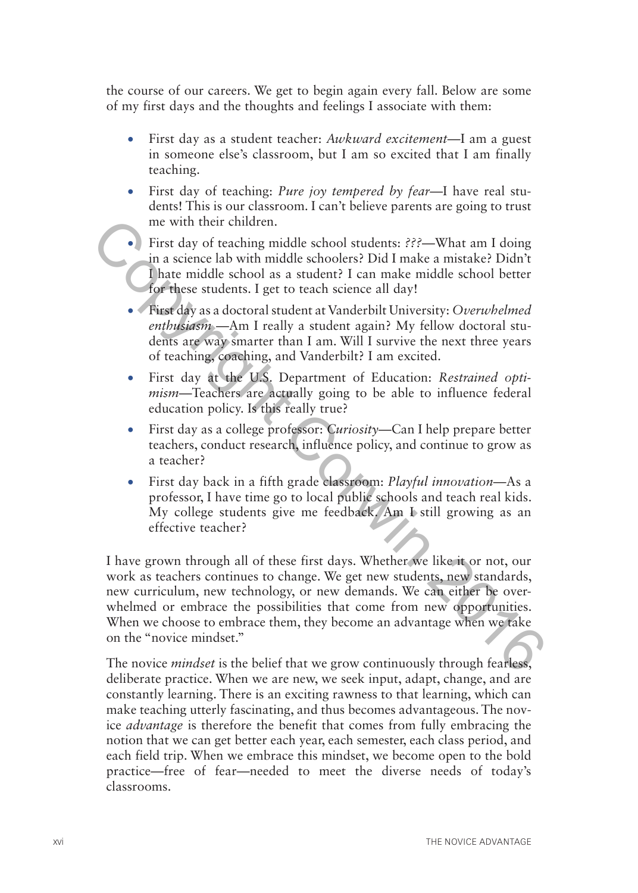the course of our careers. We get to begin again every fall. Below are some of my first days and the thoughts and feelings I associate with them:

- First day as a student teacher: *Awkward excitement*—I am a guest in someone else's classroom, but I am so excited that I am finally teaching.
- First day of teaching: *Pure joy tempered by fear*—I have real students! This is our classroom. I can't believe parents are going to trust me with their children.
- First day of teaching middle school students: *???*—What am I doing in a science lab with middle schoolers? Did I make a mistake? Didn't I hate middle school as a student? I can make middle school better for these students. I get to teach science all day!
- First day as a doctoral student at Vanderbilt University: *Overwhelmed enthusiasm* —Am I really a student again? My fellow doctoral students are way smarter than I am. Will I survive the next three years of teaching, coaching, and Vanderbilt? I am excited.
- First day at the U.S. Department of Education: *Restrained optimism*—Teachers are actually going to be able to influence federal education policy. Is this really true?
- First day as a college professor: *Curiosity*—Can I help prepare better teachers, conduct research, influence policy, and continue to grow as a teacher?
- First day back in a fifth grade classroom: *Playful innovation*—As a professor, I have time go to local public schools and teach real kids. My college students give me feedback. Am I still growing as an effective teacher?

I have grown through all of these first days. Whether we like it or not, our work as teachers continues to change. We get new students, new standards, new curriculum, new technology, or new demands. We can either be overwhelmed or embrace the possibilities that come from new opportunities. When we choose to embrace them, they become an advantage when we take on the "novice mindset."

The novice *mindset* is the belief that we grow continuously through fearless, deliberate practice. When we are new, we seek input, adapt, change, and are constantly learning. There is an exciting rawness to that learning, which can make teaching utterly fascinating, and thus becomes advantageous. The novice *advantage* is therefore the benefit that comes from fully embracing the notion that we can get better each year, each semester, each class period, and each field trip. When we embrace this mindset, we become open to the bold practice—free of fear—needed to meet the diverse needs of today's classrooms.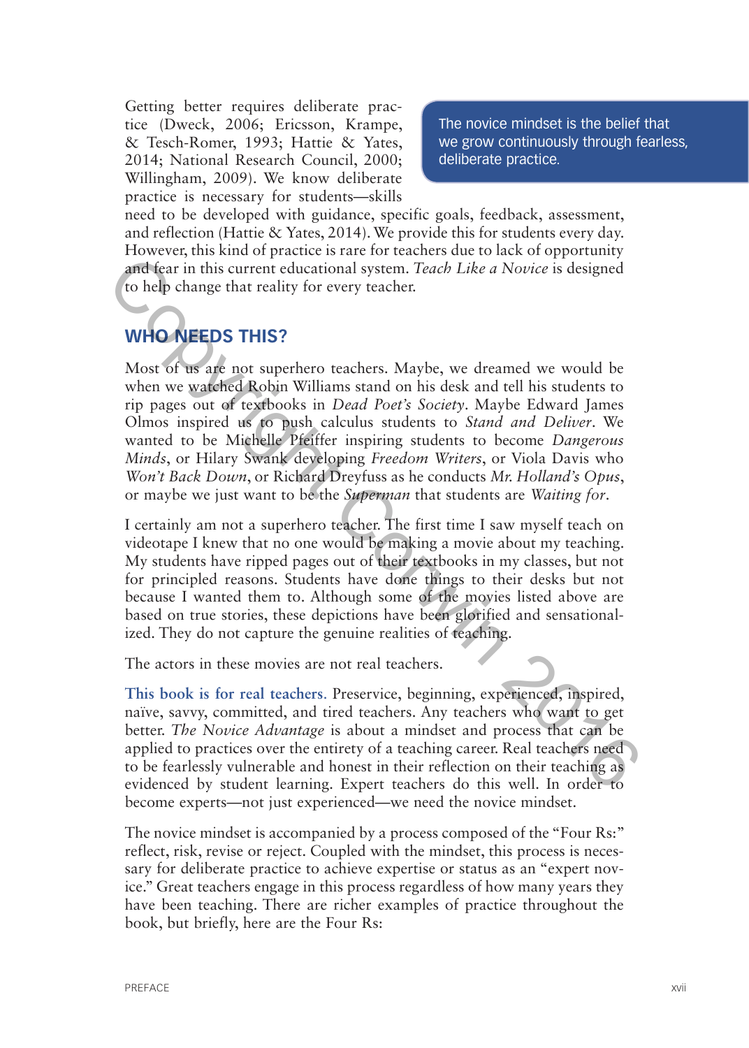Getting better requires deliberate practice (Dweck, 2006; Ericsson, Krampe, & Tesch-Romer, 1993; Hattie & Yates, 2014; National Research Council, 2000; Willingham, 2009). We know deliberate practice is necessary for students—skills need to be developed with guidance, specific goals, feedback, assessment, and reflection (Hattie & Yates, 2014). We provide this for students every day. However, this kind of practice is rare for teachers due to lack of opportunity and fear in this current educational system. *Teach Like a Novice* is designed to help change that reality for every teacher.

> The novice mindset is the belief that we grow continuously through fearless, deliberate practice.

## WHO NEEDS THIS?

Most of us are not superhero teachers. Maybe, we dreamed we would be when we watched Robin Williams stand on his desk and tell his students to rip pages out of textbooks in *Dead Poet's Society*. Maybe Edward James Olmos inspired us to push calculus students to *Stand and Deliver*. We wanted to be Michelle Pfeiffer inspiring students to become *Dangerous Minds*, or Hilary Swank developing *Freedom Writers*, or Viola Davis who *Won't Back Down*, or Richard Dreyfuss as he conducts *Mr. Holland's Opus*, or maybe we just want to be the *Superman* that students are *Waiting for*.

I certainly am not a superhero teacher. The first time I saw myself teach on videotape I knew that no one would be making a movie about my teaching. My students have ripped pages out of their textbooks in my classes, but not for principled reasons. Students have done things to their desks but not because I wanted them to. Although some of the movies listed above are based on true stories, these depictions have been glorified and sensationalized. They do not capture the genuine realities of teaching.

The actors in these movies are not real teachers.

**This book is for real teachers.** Preservice, beginning, experienced, inspired, naïve, savvy, committed, and tired teachers. Any teachers who want to get better. *The Novice Advantage* is about a mindset and process that can be applied to practices over the entirety of a teaching career. Real teachers need to be fearlessly vulnerable and honest in their reflection on their teaching as evidenced by student learning. Expert teachers do this well. In order to become experts—not just experienced—we need the novice mindset.

The novice mindset is accompanied by a process composed of the "Four Rs:" reflect, risk, revise or reject. Coupled with the mindset, this process is necessary for deliberate practice to achieve expertise or status as an "expert novice." Great teachers engage in this process regardless of how many years they have been teaching. There are richer examples of practice throughout the book, but briefly, here are the Four Rs: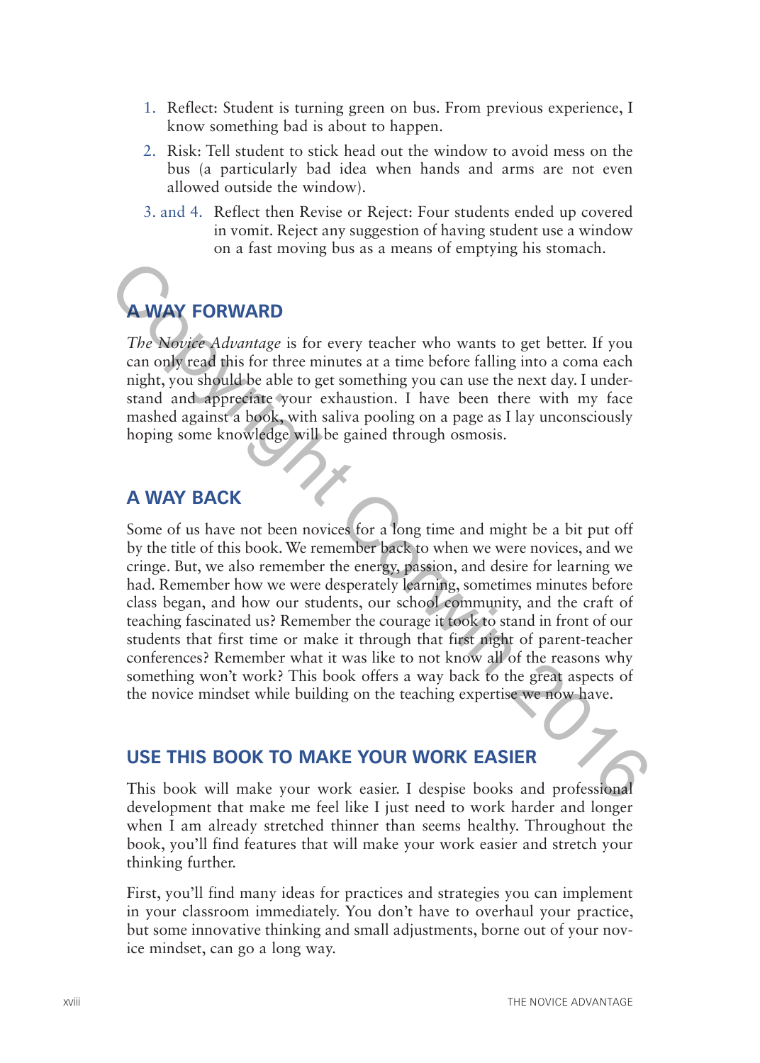1. Reflect: Student is turning green on bus. From previous experience, I know something bad is about to happen.
2. Risk: Tell student to stick head out the window to avoid mess on the bus (a particularly bad idea when hands and arms are not even allowed outside the window).

3. and 4. Reflect then Revise or Reject: Four students ended up covered in vomit. Reject any suggestion of having student use a window on a fast moving bus as a means of emptying his stomach.

## A WAY FORWARD

*The Novice Advantage* is for every teacher who wants to get better. If you can only read this for three minutes at a time before falling into a coma each night, you should be able to get something you can use the next day. I understand and appreciate your exhaustion. I have been there with my face mashed against a book, with saliva pooling on a page as I lay unconsciously hoping some knowledge will be gained through osmosis.

## A WAY BACK

Some of us have not been novices for a long time and might be a bit put off by the title of this book. We remember back to when we were novices, and we cringe. But, we also remember the energy, passion, and desire for learning we had. Remember how we were desperately learning, sometimes minutes before class began, and how our students, our school community, and the craft of teaching fascinated us? Remember the courage it took to stand in front of our students that first time or make it through that first night of parent-teacher conferences? Remember what it was like to not know all of the reasons why something won't work? This book offers a way back to the great aspects of the novice mindset while building on the teaching expertise we now have.

## USE THIS BOOK TO MAKE YOUR WORK EASIER

This book will make your work easier. I despise books and professional development that make me feel like I just need to work harder and longer when I am already stretched thinner than seems healthy. Throughout the book, you'll find features that will make your work easier and stretch your thinking further.

First, you'll find many ideas for practices and strategies you can implement in your classroom immediately. You don't have to overhaul your practice, but some innovative thinking and small adjustments, borne out of your novice mindset, can go a long way.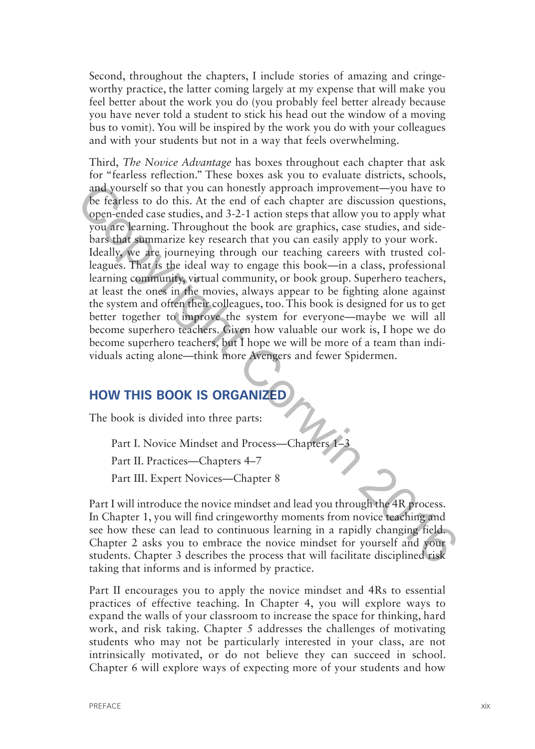Second, throughout the chapters, I include stories of amazing and cringeworthy practice, the latter coming largely at my expense that will make you feel better about the work you do (you probably feel better already because you have never told a student to stick his head out the window of a moving bus to vomit). You will be inspired by the work you do with your colleagues and with your students but not in a way that feels overwhelming.

Third, *The Novice Advantage* has boxes throughout each chapter that ask for "fearless reflection." These boxes ask you to evaluate districts, schools, and yourself so that you can honestly approach improvement—you have to be fearless to do this. At the end of each chapter are discussion questions, open-ended case studies, and 3-2-1 action steps that allow you to apply what you are learning. Throughout the book are graphics, case studies, and sidebars that summarize key research that you can easily apply to your work. Ideally, we are journeying through our teaching careers with trusted colleagues. That is the ideal way to engage this book—in a class, professional learning community, virtual community, or book group. Superhero teachers, at least the ones in the movies, always appear to be fighting alone against the system and often their colleagues, too. This book is designed for us to get better together to improve the system for everyone—maybe we will all become superhero teachers. Given how valuable our work is, I hope we do become superhero teachers, but I hope we will be more of a team than individuals acting alone—think more Avengers and fewer Spidermen.

## HOW THIS BOOK IS ORGANIZED

The book is divided into three parts:

Part I. Novice Mindset and Process—Chapters 1–3

Part II. Practices—Chapters 4–7

Part III. Expert Novices—Chapter 8

Part I will introduce the novice mindset and lead you through the 4R process. In Chapter 1, you will find cringeworthy moments from novice teaching and see how these can lead to continuous learning in a rapidly changing field. Chapter 2 asks you to embrace the novice mindset for yourself and your students. Chapter 3 describes the process that will facilitate disciplined risk taking that informs and is informed by practice.

Part II encourages you to apply the novice mindset and 4Rs to essential practices of effective teaching. In Chapter 4, you will explore ways to expand the walls of your classroom to increase the space for thinking, hard work, and risk taking. Chapter 5 addresses the challenges of motivating students who may not be particularly interested in your class, are not intrinsically motivated, or do not believe they can succeed in school. Chapter 6 will explore ways of expecting more of your students and how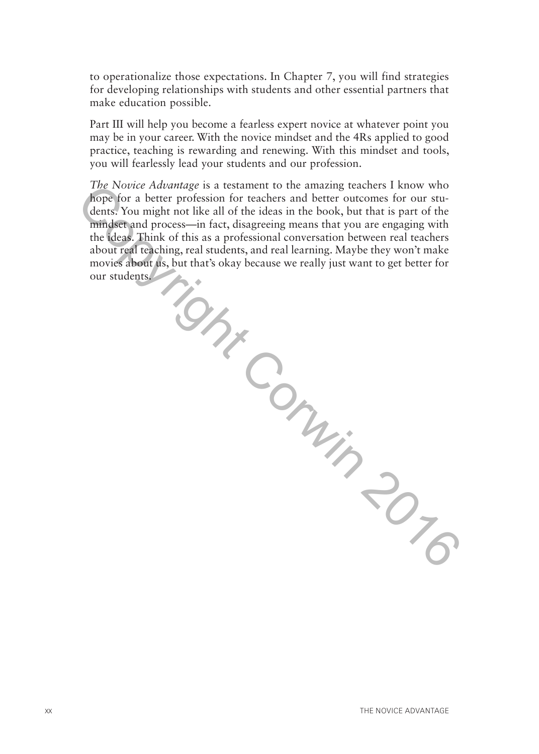to operationalize those expectations. In Chapter 7, you will find strategies for developing relationships with students and other essential partners that make education possible.

Part III will help you become a fearless expert novice at whatever point you may be in your career. With the novice mindset and the 4Rs applied to good practice, teaching is rewarding and renewing. With this mindset and tools, you will fearlessly lead your students and our profession.

*The Novice Advantage* is a testament to the amazing teachers I know who hope for a better profession for teachers and better outcomes for our students. You might not like all of the ideas in the book, but that is part of the mindset and process—in fact, disagreeing means that you are engaging with the ideas. Think of this as a professional conversation between real teachers about real teaching, real students, and real learning. Maybe they won't make movies about us, but that's okay because we really just want to get better for our students.